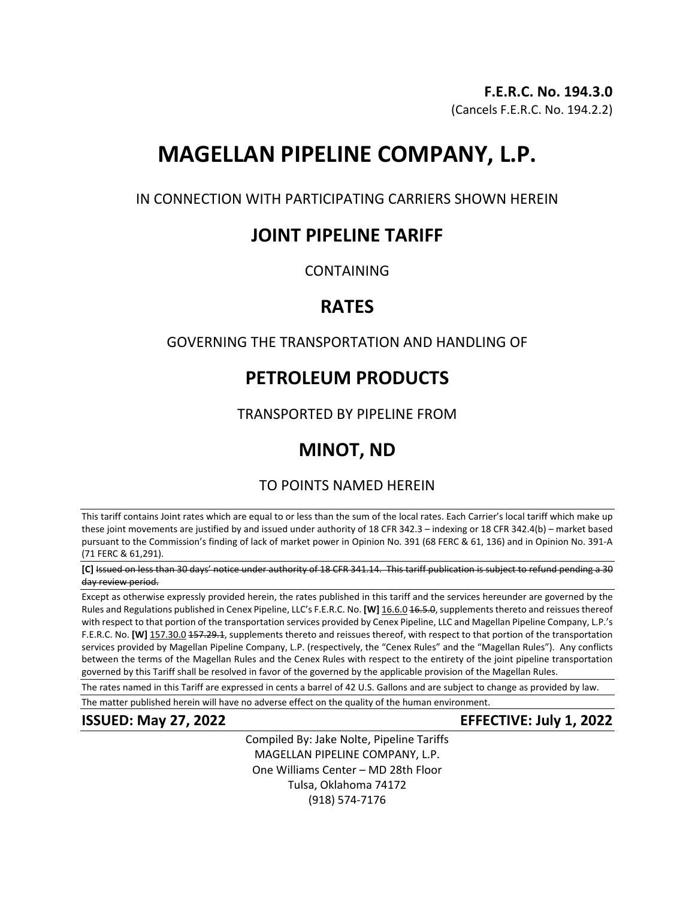**F.E.R.C. No. 194.3.0**
(Cancels F.E.R.C. No. 194.2.2)

# MAGELLAN PIPELINE COMPANY, L.P.

IN CONNECTION WITH PARTICIPATING CARRIERS SHOWN HEREIN

## JOINT PIPELINE TARIFF

CONTAINING

## RATES

GOVERNING THE TRANSPORTATION AND HANDLING OF

## PETROLEUM PRODUCTS

TRANSPORTED BY PIPELINE FROM

## MINOT, ND

TO POINTS NAMED HEREIN

This tariff contains Joint rates which are equal to or less than the sum of the local rates. Each Carrier's local tariff which make up these joint movements are justified by and issued under authority of 18 CFR 342.3 – indexing or 18 CFR 342.4(b) – market based pursuant to the Commission's finding of lack of market power in Opinion No. 391 (68 FERC & 61, 136) and in Opinion No. 391-A (71 FERC & 61,291).

**[C]** ~~Issued on less than 30 days' notice under authority of 18 CFR 341.14. This tariff publication is subject to refund pending a 30 day review period.~~

Except as otherwise expressly provided herein, the rates published in this tariff and the services hereunder are governed by the Rules and Regulations published in Cenex Pipeline, LLC's F.E.R.C. No. **[W]** 16.6.0 ~~16.5.0~~, supplements thereto and reissues thereof with respect to that portion of the transportation services provided by Cenex Pipeline, LLC and Magellan Pipeline Company, L.P.'s F.E.R.C. No. **[W]** 157.30.0 ~~157.29.1~~, supplements thereto and reissues thereof, with respect to that portion of the transportation services provided by Magellan Pipeline Company, L.P. (respectively, the "Cenex Rules" and the "Magellan Rules"). Any conflicts between the terms of the Magellan Rules and the Cenex Rules with respect to the entirety of the joint pipeline transportation governed by this Tariff shall be resolved in favor of the governed by the applicable provision of the Magellan Rules.

The rates named in this Tariff are expressed in cents a barrel of 42 U.S. Gallons and are subject to change as provided by law.

The matter published herein will have no adverse effect on the quality of the human environment.

**ISSUED: May 27, 2022** **EFFECTIVE: July 1, 2022**

Compiled By: Jake Nolte, Pipeline Tariffs
MAGELLAN PIPELINE COMPANY, L.P.
One Williams Center – MD 28th Floor
Tulsa, Oklahoma 74172
(918) 574-7176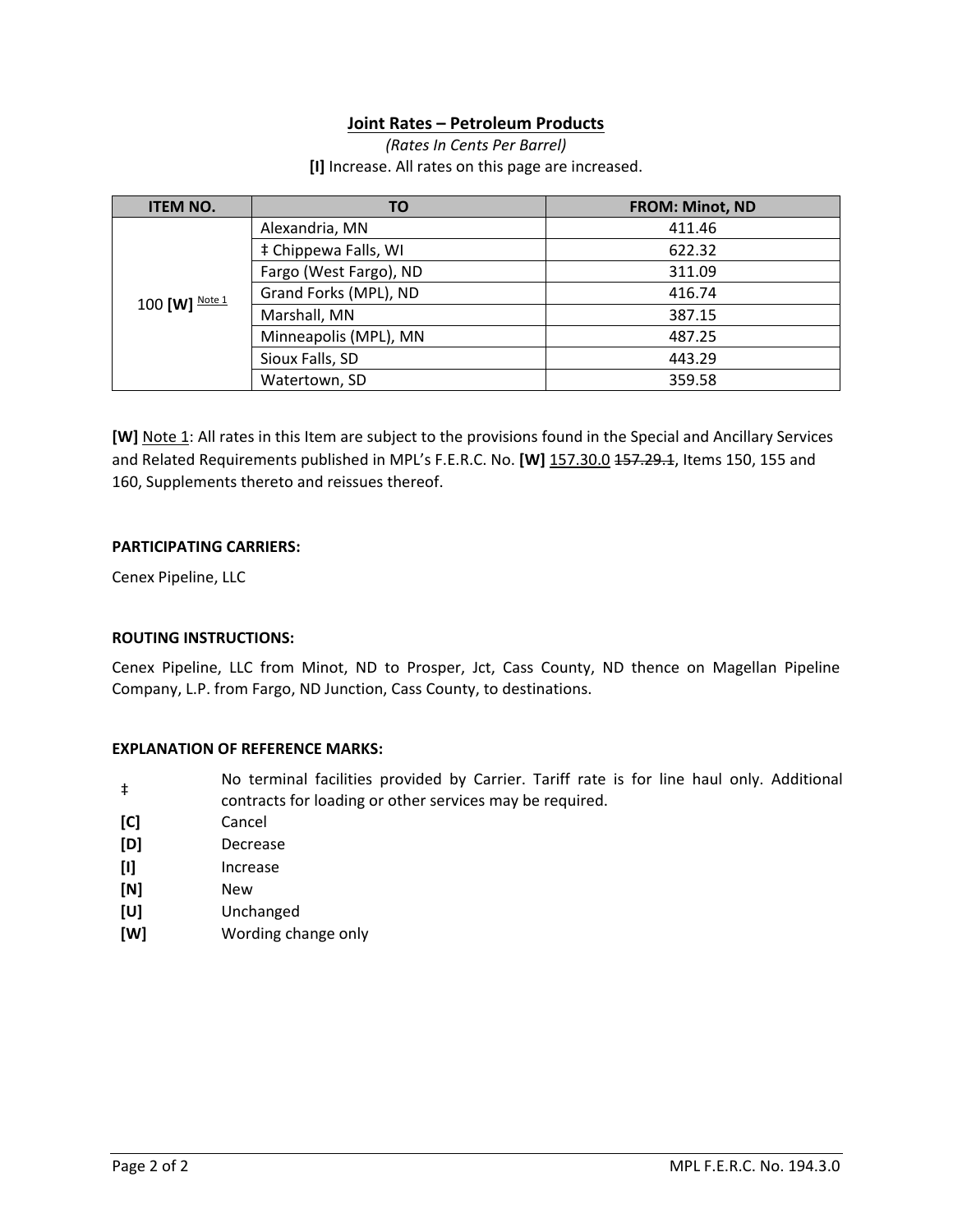## Joint Rates – Petroleum Products

*(Rates In Cents Per Barrel)*

**[I]** Increase. All rates on this page are increased.

| ITEM NO. | TO | FROM: Minot, ND |
|---|---|---|
| 100 **[W]** Note 1 | Alexandria, MN | 411.46 |
| | ‡ Chippewa Falls, WI | 622.32 |
| | Fargo (West Fargo), ND | 311.09 |
| | Grand Forks (MPL), ND | 416.74 |
| | Marshall, MN | 387.15 |
| | Minneapolis (MPL), MN | 487.25 |
| | Sioux Falls, SD | 443.29 |
| | Watertown, SD | 359.58 |

**[W]** Note 1: All rates in this Item are subject to the provisions found in the Special and Ancillary Services and Related Requirements published in MPL's F.E.R.C. No. **[W]** 157.30.0 ~~157.29.1~~, Items 150, 155 and 160, Supplements thereto and reissues thereof.

**PARTICIPATING CARRIERS:**

Cenex Pipeline, LLC

**ROUTING INSTRUCTIONS:**

Cenex Pipeline, LLC from Minot, ND to Prosper, Jct, Cass County, ND thence on Magellan Pipeline Company, L.P. from Fargo, ND Junction, Cass County, to destinations.

**EXPLANATION OF REFERENCE MARKS:**

| | |
|---|---|
| ‡ | No terminal facilities provided by Carrier. Tariff rate is for line haul only. Additional contracts for loading or other services may be required. |
| **[C]** | Cancel |
| **[D]** | Decrease |
| **[I]** | Increase |
| **[N]** | New |
| **[U]** | Unchanged |
| **[W]** | Wording change only |